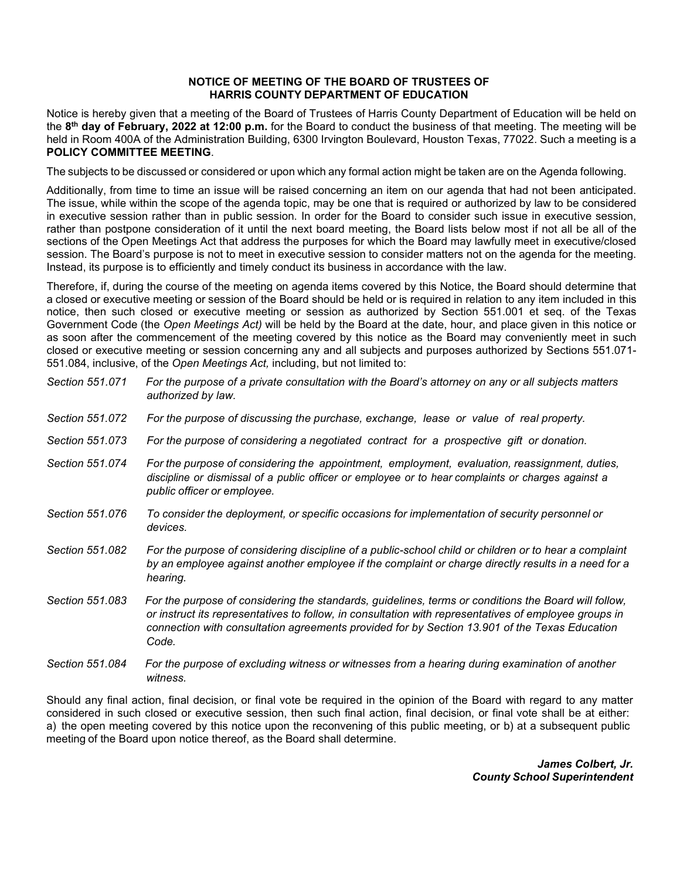**NOTICE OF MEETING OF THE BOARD OF TRUSTEES OF HARRIS COUNTY DEPARTMENT OF EDUCATION**

Notice is hereby given that a meeting of the Board of Trustees of Harris County Department of Education will be held on the **8th day of February, 2022 at 12:00 p.m.** for the Board to conduct the business of that meeting. The meeting will be held in Room 400A of the Administration Building, 6300 Irvington Boulevard, Houston Texas, 77022. Such a meeting is a **POLICY COMMITTEE MEETING**.

The subjects to be discussed or considered or upon which any formal action might be taken are on the Agenda following.

Additionally, from time to time an issue will be raised concerning an item on our agenda that had not been anticipated. The issue, while within the scope of the agenda topic, may be one that is required or authorized by law to be considered in executive session rather than in public session. In order for the Board to consider such issue in executive session, rather than postpone consideration of it until the next board meeting, the Board lists below most if not all be all of the sections of the Open Meetings Act that address the purposes for which the Board may lawfully meet in executive/closed session. The Board's purpose is not to meet in executive session to consider matters not on the agenda for the meeting. Instead, its purpose is to efficiently and timely conduct its business in accordance with the law.

Therefore, if, during the course of the meeting on agenda items covered by this Notice, the Board should determine that a closed or executive meeting or session of the Board should be held or is required in relation to any item included in this notice, then such closed or executive meeting or session as authorized by Section 551.001 et seq. of the Texas Government Code (the *Open Meetings Act)* will be held by the Board at the date, hour, and place given in this notice or as soon after the commencement of the meeting covered by this notice as the Board may conveniently meet in such closed or executive meeting or session concerning any and all subjects and purposes authorized by Sections 551.071-551.084, inclusive, of the *Open Meetings Act,* including, but not limited to:

*Section 551.071* *For the purpose of a private consultation with the Board's attorney on any or all subjects matters authorized by law.*

*Section 551.072* *For the purpose of discussing the purchase, exchange, lease or value of real property.*

*Section 551.073* *For the purpose of considering a negotiated contract for a prospective gift or donation.*

*Section 551.074* *For the purpose of considering the appointment, employment, evaluation, reassignment, duties, discipline or dismissal of a public officer or employee or to hear complaints or charges against a public officer or employee.*

*Section 551.076* *To consider the deployment, or specific occasions for implementation of security personnel or devices.*

*Section 551.082* *For the purpose of considering discipline of a public-school child or children or to hear a complaint by an employee against another employee if the complaint or charge directly results in a need for a hearing.*

*Section 551.083* *For the purpose of considering the standards, guidelines, terms or conditions the Board will follow, or instruct its representatives to follow, in consultation with representatives of employee groups in connection with consultation agreements provided for by Section 13.901 of the Texas Education Code.*

*Section 551.084* *For the purpose of excluding witness or witnesses from a hearing during examination of another witness.*

Should any final action, final decision, or final vote be required in the opinion of the Board with regard to any matter considered in such closed or executive session, then such final action, final decision, or final vote shall be at either: a) the open meeting covered by this notice upon the reconvening of this public meeting, or b) at a subsequent public meeting of the Board upon notice thereof, as the Board shall determine.

***James Colbert, Jr.***
***County School Superintendent***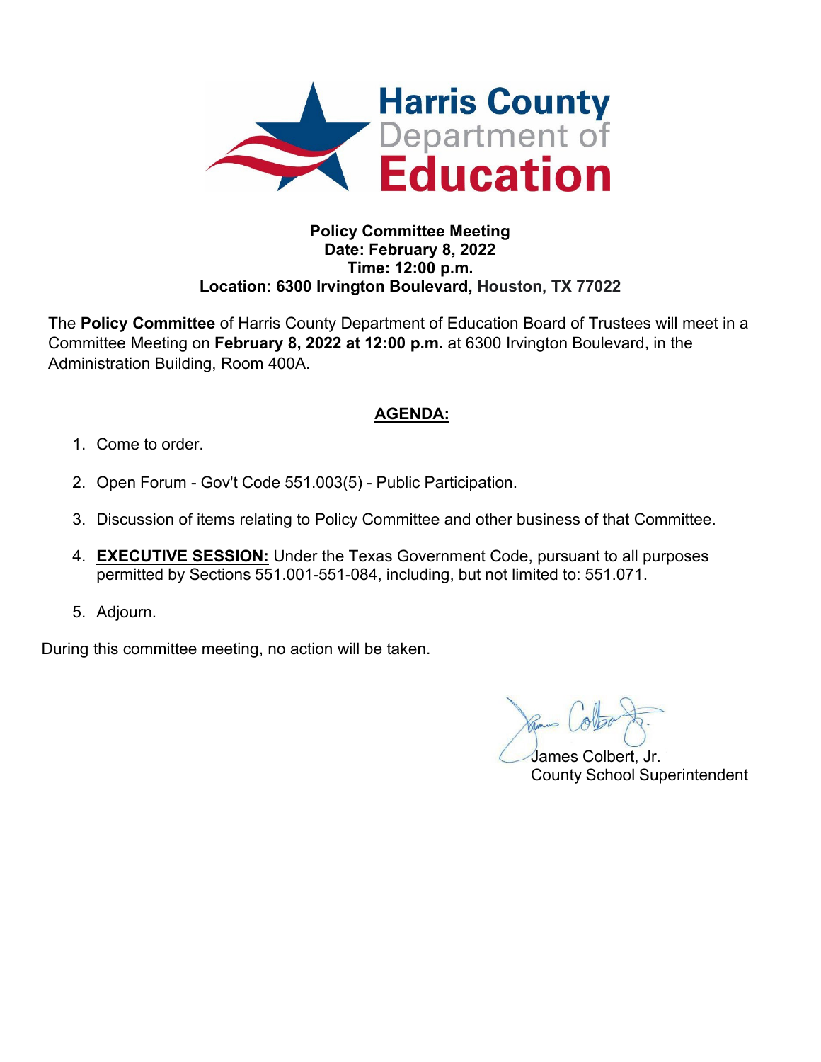# Harris County Department of Education

**Policy Committee Meeting**
**Date: February 8, 2022**
**Time: 12:00 p.m.**
**Location: 6300 Irvington Boulevard, Houston, TX 77022**

The **Policy Committee** of Harris County Department of Education Board of Trustees will meet in a Committee Meeting on **February 8, 2022 at 12:00 p.m.** at 6300 Irvington Boulevard, in the Administration Building, Room 400A.

## AGENDA:

1. Come to order.
2. Open Forum - Gov't Code 551.003(5) - Public Participation.
3. Discussion of items relating to Policy Committee and other business of that Committee.
4. **EXECUTIVE SESSION:** Under the Texas Government Code, pursuant to all purposes permitted by Sections 551.001-551-084, including, but not limited to: 551.071.
5. Adjourn.

During this committee meeting, no action will be taken.

James Colbert, Jr.
County School Superintendent